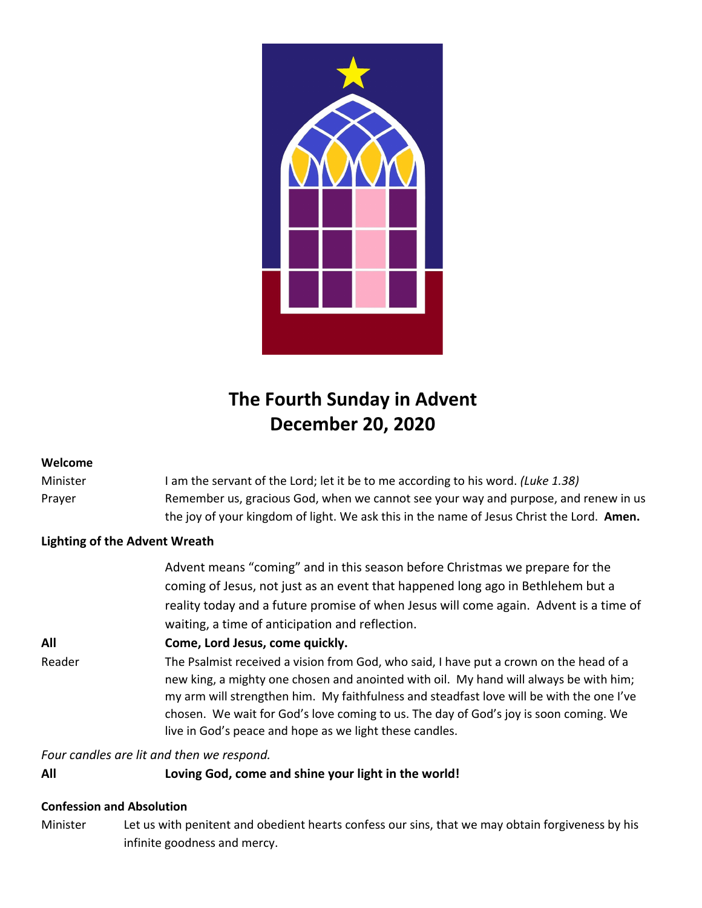# The Fourth Sunday in Advent
# December 20, 2020

**Welcome**

Minister — I am the servant of the Lord; let it be to me according to his word. *(Luke 1.38)*

Prayer — Remember us, gracious God, when we cannot see your way and purpose, and renew in us the joy of your kingdom of light. We ask this in the name of Jesus Christ the Lord. **Amen.**

**Lighting of the Advent Wreath**

Advent means "coming" and in this season before Christmas we prepare for the coming of Jesus, not just as an event that happened long ago in Bethlehem but a reality today and a future promise of when Jesus will come again. Advent is a time of waiting, a time of anticipation and reflection.

**All — Come, Lord Jesus, come quickly.**

Reader — The Psalmist received a vision from God, who said, I have put a crown on the head of a new king, a mighty one chosen and anointed with oil. My hand will always be with him; my arm will strengthen him. My faithfulness and steadfast love will be with the one I've chosen. We wait for God's love coming to us. The day of God's joy is soon coming. We live in God's peace and hope as we light these candles.

*Four candles are lit and then we respond.*

**All — Loving God, come and shine your light in the world!**

**Confession and Absolution**

Minister — Let us with penitent and obedient hearts confess our sins, that we may obtain forgiveness by his infinite goodness and mercy.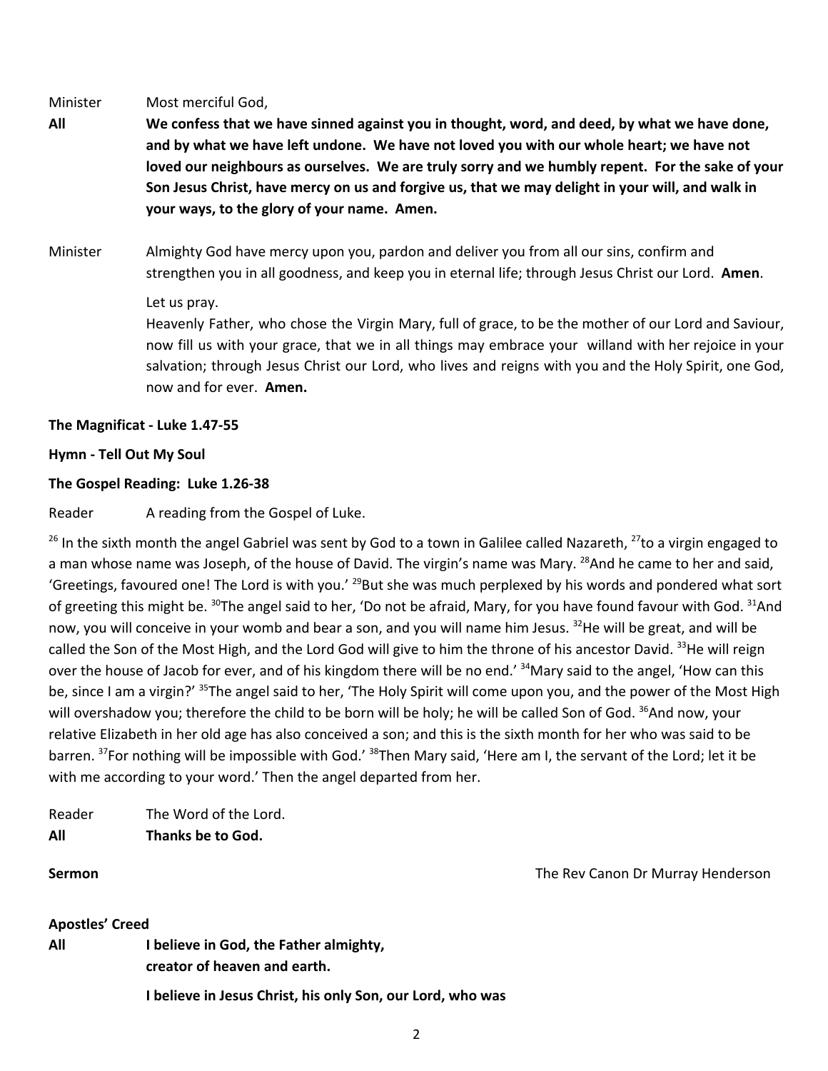Minister Most merciful God,

**All We confess that we have sinned against you in thought, word, and deed, by what we have done, and by what we have left undone. We have not loved you with our whole heart; we have not loved our neighbours as ourselves. We are truly sorry and we humbly repent. For the sake of your Son Jesus Christ, have mercy on us and forgive us, that we may delight in your will, and walk in your ways, to the glory of your name. Amen.**

Minister Almighty God have mercy upon you, pardon and deliver you from all our sins, confirm and strengthen you in all goodness, and keep you in eternal life; through Jesus Christ our Lord. **Amen**.

Let us pray.
Heavenly Father, who chose the Virgin Mary, full of grace, to be the mother of our Lord and Saviour, now fill us with your grace, that we in all things may embrace your willand with her rejoice in your salvation; through Jesus Christ our Lord, who lives and reigns with you and the Holy Spirit, one God, now and for ever. **Amen.**

**The Magnificat - Luke 1.47-55**

**Hymn - Tell Out My Soul**

**The Gospel Reading: Luke 1.26-38**

Reader A reading from the Gospel of Luke.

[26] In the sixth month the angel Gabriel was sent by God to a town in Galilee called Nazareth, [27]to a virgin engaged to a man whose name was Joseph, of the house of David. The virgin's name was Mary. [28]And he came to her and said, 'Greetings, favoured one! The Lord is with you.' [29]But she was much perplexed by his words and pondered what sort of greeting this might be. [30]The angel said to her, 'Do not be afraid, Mary, for you have found favour with God. [31]And now, you will conceive in your womb and bear a son, and you will name him Jesus. [32]He will be great, and will be called the Son of the Most High, and the Lord God will give to him the throne of his ancestor David. [33]He will reign over the house of Jacob for ever, and of his kingdom there will be no end.' [34]Mary said to the angel, 'How can this be, since I am a virgin?' [35]The angel said to her, 'The Holy Spirit will come upon you, and the power of the Most High will overshadow you; therefore the child to be born will be holy; he will be called Son of God. [36]And now, your relative Elizabeth in her old age has also conceived a son; and this is the sixth month for her who was said to be barren. [37]For nothing will be impossible with God.' [38]Then Mary said, 'Here am I, the servant of the Lord; let it be with me according to your word.' Then the angel departed from her.

Reader The Word of the Lord.
**All Thanks be to God.**

**Sermon** The Rev Canon Dr Murray Henderson

**Apostles' Creed**

**All I believe in God, the Father almighty,
creator of heaven and earth.**

**I believe in Jesus Christ, his only Son, our Lord, who was**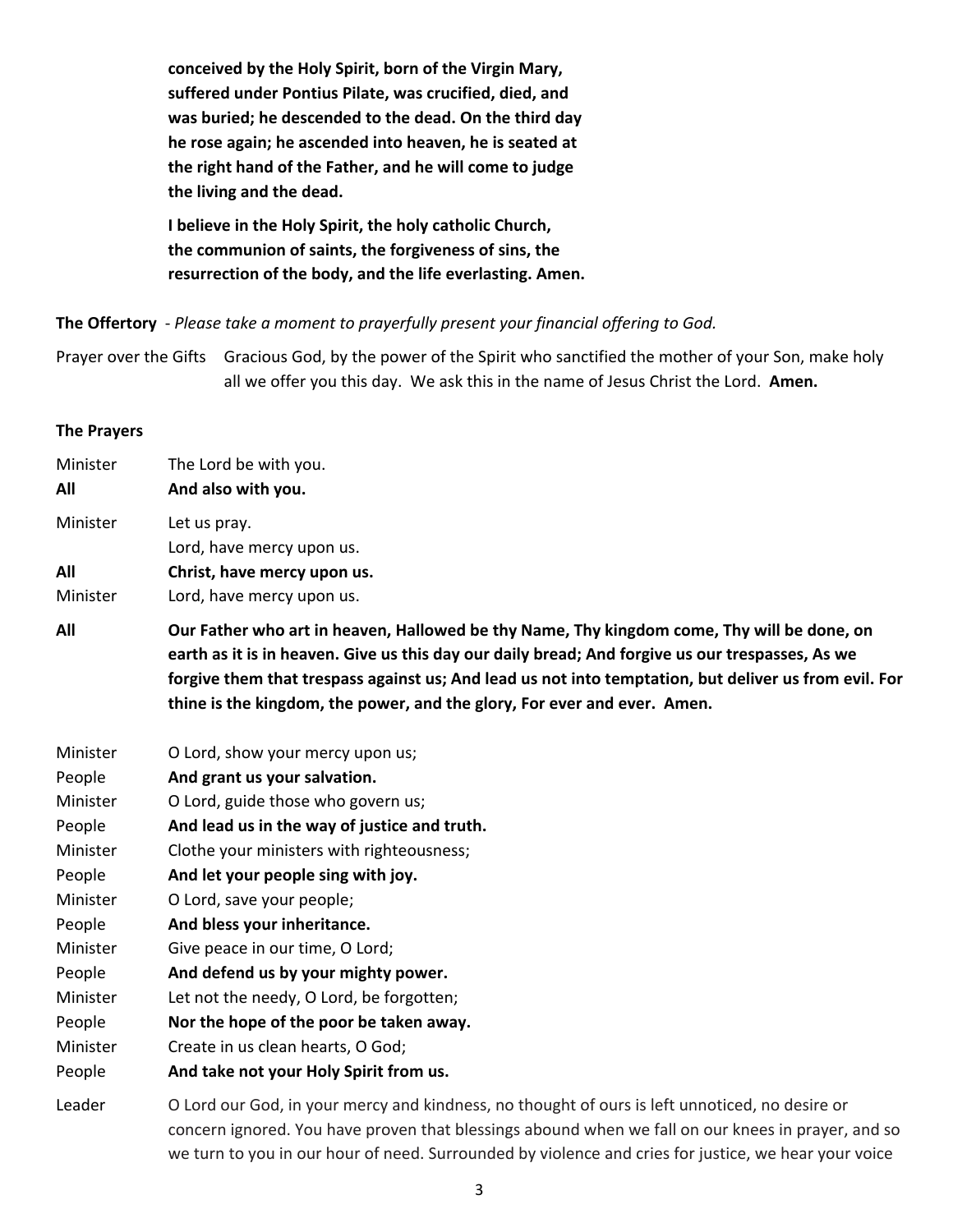**conceived by the Holy Spirit, born of the Virgin Mary, suffered under Pontius Pilate, was crucified, died, and was buried; he descended to the dead. On the third day he rose again; he ascended into heaven, he is seated at the right hand of the Father, and he will come to judge the living and the dead.**

**I believe in the Holy Spirit, the holy catholic Church, the communion of saints, the forgiveness of sins, the resurrection of the body, and the life everlasting. Amen.**

**The Offertory** - *Please take a moment to prayerfully present your financial offering to God.*

Prayer over the Gifts Gracious God, by the power of the Spirit who sanctified the mother of your Son, make holy all we offer you this day. We ask this in the name of Jesus Christ the Lord. **Amen.**

**The Prayers**

Minister The Lord be with you.
**All** **And also with you.**

Minister Let us pray.
Lord, have mercy upon us.
**All** **Christ, have mercy upon us.**
Minister Lord, have mercy upon us.

**All** **Our Father who art in heaven, Hallowed be thy Name, Thy kingdom come, Thy will be done, on earth as it is in heaven. Give us this day our daily bread; And forgive us our trespasses, As we forgive them that trespass against us; And lead us not into temptation, but deliver us from evil. For thine is the kingdom, the power, and the glory, For ever and ever. Amen.**

Minister O Lord, show your mercy upon us;
People **And grant us your salvation.**
Minister O Lord, guide those who govern us;
People **And lead us in the way of justice and truth.**
Minister Clothe your ministers with righteousness;
People **And let your people sing with joy.**
Minister O Lord, save your people;
People **And bless your inheritance.**
Minister Give peace in our time, O Lord;
People **And defend us by your mighty power.**
Minister Let not the needy, O Lord, be forgotten;
People **Nor the hope of the poor be taken away.**
Minister Create in us clean hearts, O God;
People **And take not your Holy Spirit from us.**

Leader O Lord our God, in your mercy and kindness, no thought of ours is left unnoticed, no desire or concern ignored. You have proven that blessings abound when we fall on our knees in prayer, and so we turn to you in our hour of need. Surrounded by violence and cries for justice, we hear your voice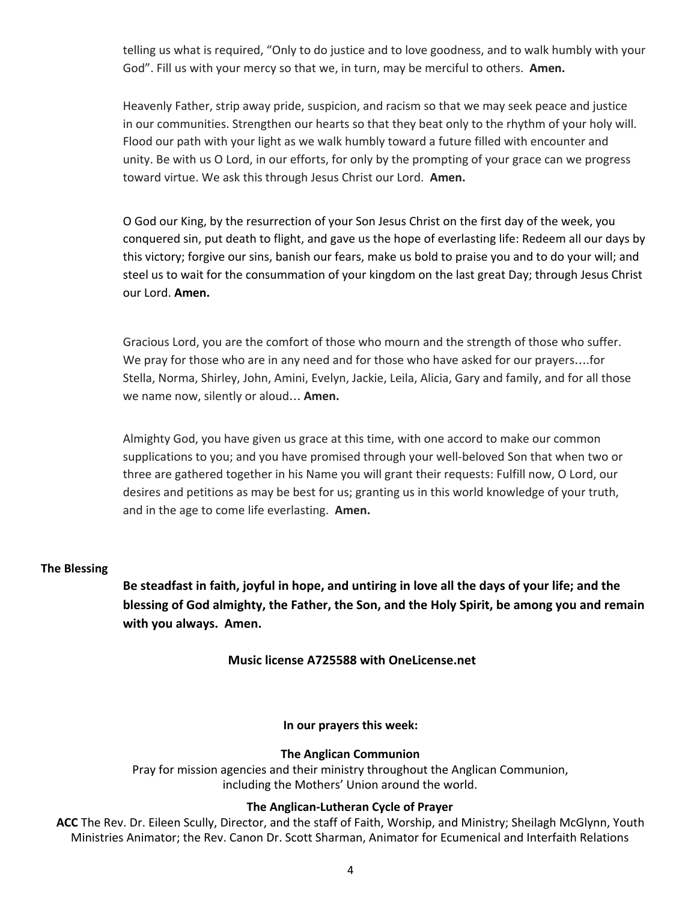telling us what is required, "Only to do justice and to love goodness, and to walk humbly with your God". Fill us with your mercy so that we, in turn, may be merciful to others. **Amen.**

Heavenly Father, strip away pride, suspicion, and racism so that we may seek peace and justice in our communities. Strengthen our hearts so that they beat only to the rhythm of your holy will. Flood our path with your light as we walk humbly toward a future filled with encounter and unity. Be with us O Lord, in our efforts, for only by the prompting of your grace can we progress toward virtue. We ask this through Jesus Christ our Lord. **Amen.**

O God our King, by the resurrection of your Son Jesus Christ on the first day of the week, you conquered sin, put death to flight, and gave us the hope of everlasting life: Redeem all our days by this victory; forgive our sins, banish our fears, make us bold to praise you and to do your will; and steel us to wait for the consummation of your kingdom on the last great Day; through Jesus Christ our Lord. **Amen.**

Gracious Lord, you are the comfort of those who mourn and the strength of those who suffer. We pray for those who are in any need and for those who have asked for our prayers….for Stella, Norma, Shirley, John, Amini, Evelyn, Jackie, Leila, Alicia, Gary and family, and for all those we name now, silently or aloud… **Amen.**

Almighty God, you have given us grace at this time, with one accord to make our common supplications to you; and you have promised through your well-beloved Son that when two or three are gathered together in his Name you will grant their requests: Fulfill now, O Lord, our desires and petitions as may be best for us; granting us in this world knowledge of your truth, and in the age to come life everlasting. **Amen.**

**The Blessing**

**Be steadfast in faith, joyful in hope, and untiring in love all the days of your life; and the blessing of God almighty, the Father, the Son, and the Holy Spirit, be among you and remain with you always. Amen.**

**Music license A725588 with OneLicense.net**

**In our prayers this week:**

**The Anglican Communion**

Pray for mission agencies and their ministry throughout the Anglican Communion, including the Mothers' Union around the world.

**The Anglican-Lutheran Cycle of Prayer**

**ACC** The Rev. Dr. Eileen Scully, Director, and the staff of Faith, Worship, and Ministry; Sheilagh McGlynn, Youth Ministries Animator; the Rev. Canon Dr. Scott Sharman, Animator for Ecumenical and Interfaith Relations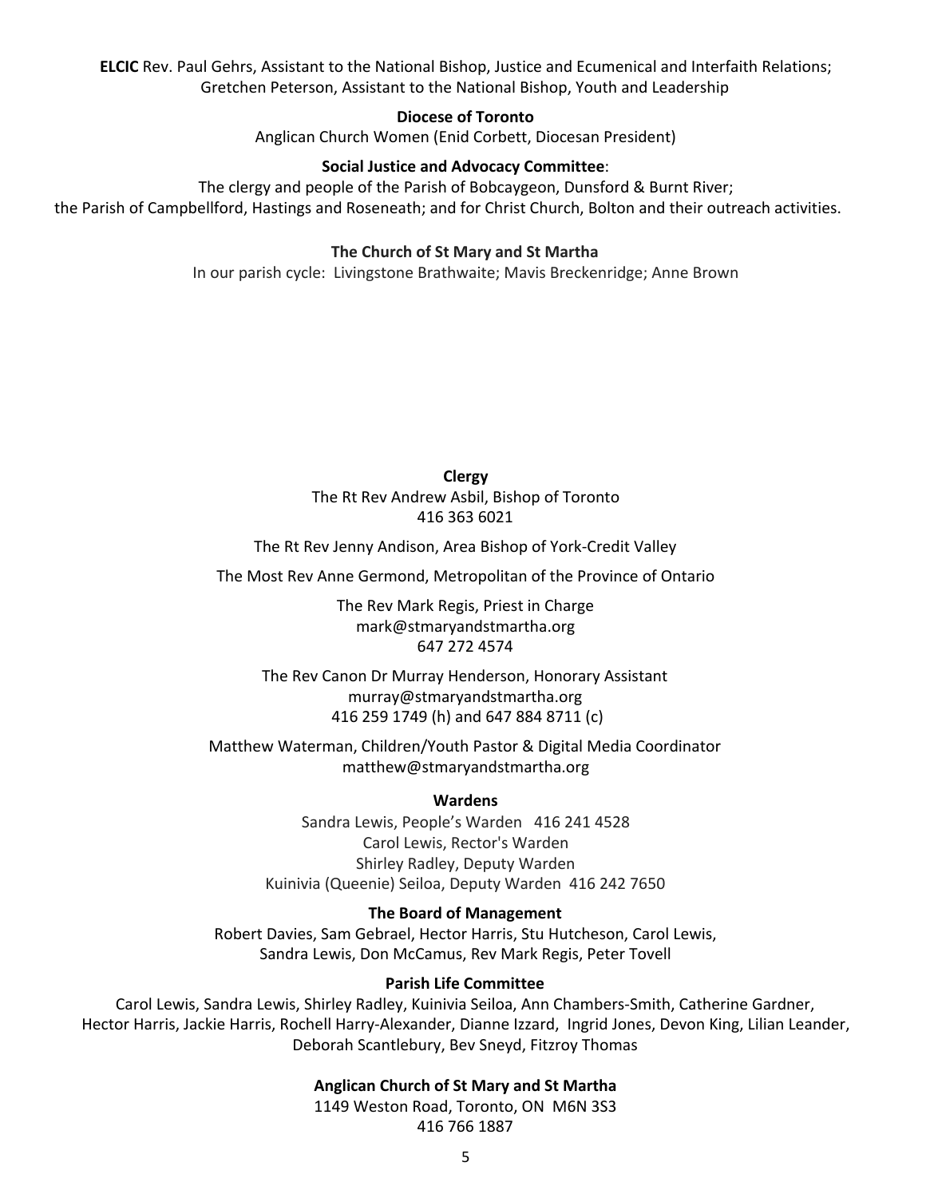**ELCIC** Rev. Paul Gehrs, Assistant to the National Bishop, Justice and Ecumenical and Interfaith Relations; Gretchen Peterson, Assistant to the National Bishop, Youth and Leadership

**Diocese of Toronto**

Anglican Church Women (Enid Corbett, Diocesan President)

**Social Justice and Advocacy Committee**:

The clergy and people of the Parish of Bobcaygeon, Dunsford & Burnt River; the Parish of Campbellford, Hastings and Roseneath; and for Christ Church, Bolton and their outreach activities.

**The Church of St Mary and St Martha**

In our parish cycle: Livingstone Brathwaite; Mavis Breckenridge; Anne Brown

**Clergy**

The Rt Rev Andrew Asbil, Bishop of Toronto
416 363 6021

The Rt Rev Jenny Andison, Area Bishop of York-Credit Valley

The Most Rev Anne Germond, Metropolitan of the Province of Ontario

The Rev Mark Regis, Priest in Charge
mark@stmaryandstmartha.org
647 272 4574

The Rev Canon Dr Murray Henderson, Honorary Assistant
murray@stmaryandstmartha.org
416 259 1749 (h) and 647 884 8711 (c)

Matthew Waterman, Children/Youth Pastor & Digital Media Coordinator
matthew@stmaryandstmartha.org

**Wardens**

Sandra Lewis, People's Warden 416 241 4528
Carol Lewis, Rector's Warden
Shirley Radley, Deputy Warden
Kuinivia (Queenie) Seiloa, Deputy Warden 416 242 7650

**The Board of Management**

Robert Davies, Sam Gebrael, Hector Harris, Stu Hutcheson, Carol Lewis, Sandra Lewis, Don McCamus, Rev Mark Regis, Peter Tovell

**Parish Life Committee**

Carol Lewis, Sandra Lewis, Shirley Radley, Kuinivia Seiloa, Ann Chambers-Smith, Catherine Gardner, Hector Harris, Jackie Harris, Rochell Harry-Alexander, Dianne Izzard, Ingrid Jones, Devon King, Lilian Leander, Deborah Scantlebury, Bev Sneyd, Fitzroy Thomas

**Anglican Church of St Mary and St Martha**

1149 Weston Road, Toronto, ON M6N 3S3
416 766 1887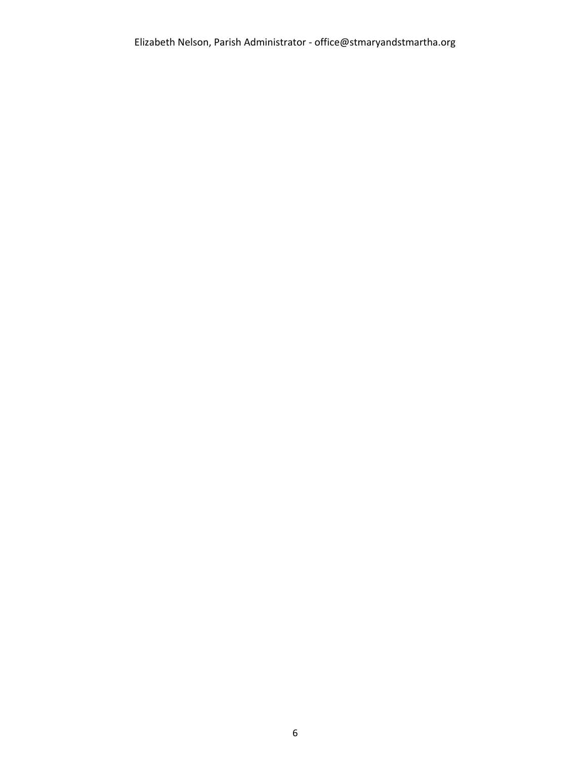Elizabeth Nelson, Parish Administrator - office@stmaryandstmartha.org